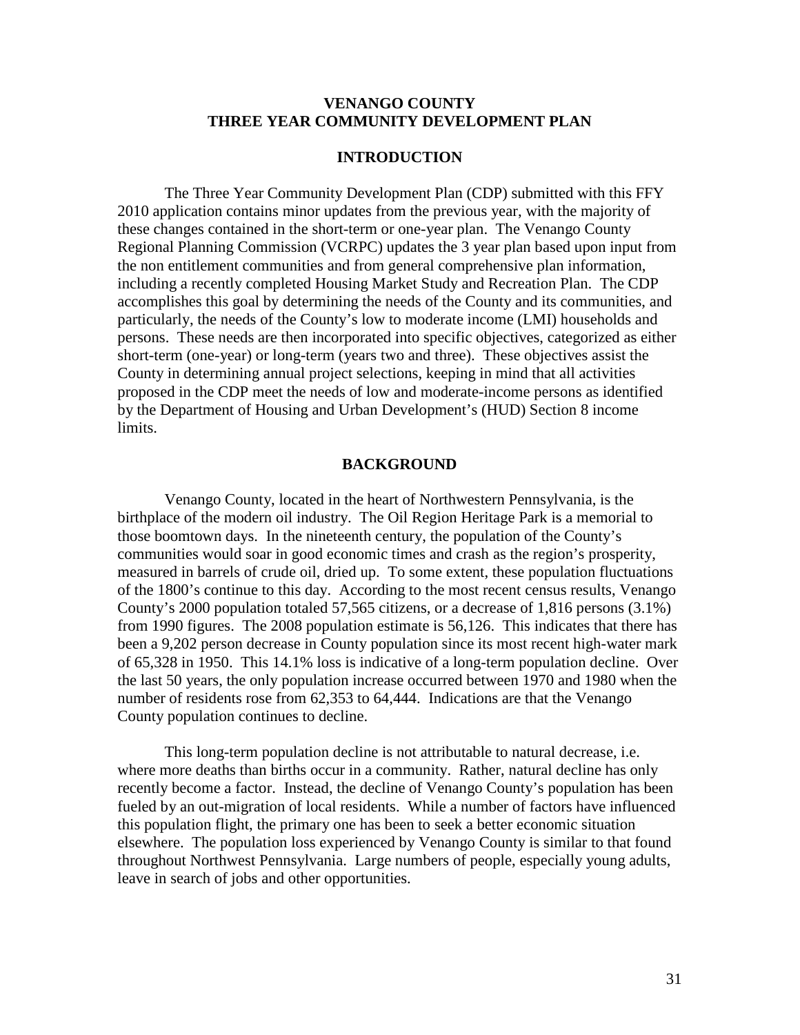# VENANGO COUNTY
# THREE YEAR COMMUNITY DEVELOPMENT PLAN

## INTRODUCTION

The Three Year Community Development Plan (CDP) submitted with this FFY 2010 application contains minor updates from the previous year, with the majority of these changes contained in the short-term or one-year plan. The Venango County Regional Planning Commission (VCRPC) updates the 3 year plan based upon input from the non entitlement communities and from general comprehensive plan information, including a recently completed Housing Market Study and Recreation Plan. The CDP accomplishes this goal by determining the needs of the County and its communities, and particularly, the needs of the County's low to moderate income (LMI) households and persons. These needs are then incorporated into specific objectives, categorized as either short-term (one-year) or long-term (years two and three). These objectives assist the County in determining annual project selections, keeping in mind that all activities proposed in the CDP meet the needs of low and moderate-income persons as identified by the Department of Housing and Urban Development's (HUD) Section 8 income limits.

## BACKGROUND

Venango County, located in the heart of Northwestern Pennsylvania, is the birthplace of the modern oil industry. The Oil Region Heritage Park is a memorial to those boomtown days. In the nineteenth century, the population of the County's communities would soar in good economic times and crash as the region's prosperity, measured in barrels of crude oil, dried up. To some extent, these population fluctuations of the 1800's continue to this day. According to the most recent census results, Venango County's 2000 population totaled 57,565 citizens, or a decrease of 1,816 persons (3.1%) from 1990 figures. The 2008 population estimate is 56,126. This indicates that there has been a 9,202 person decrease in County population since its most recent high-water mark of 65,328 in 1950. This 14.1% loss is indicative of a long-term population decline. Over the last 50 years, the only population increase occurred between 1970 and 1980 when the number of residents rose from 62,353 to 64,444. Indications are that the Venango County population continues to decline.

This long-term population decline is not attributable to natural decrease, i.e. where more deaths than births occur in a community. Rather, natural decline has only recently become a factor. Instead, the decline of Venango County's population has been fueled by an out-migration of local residents. While a number of factors have influenced this population flight, the primary one has been to seek a better economic situation elsewhere. The population loss experienced by Venango County is similar to that found throughout Northwest Pennsylvania. Large numbers of people, especially young adults, leave in search of jobs and other opportunities.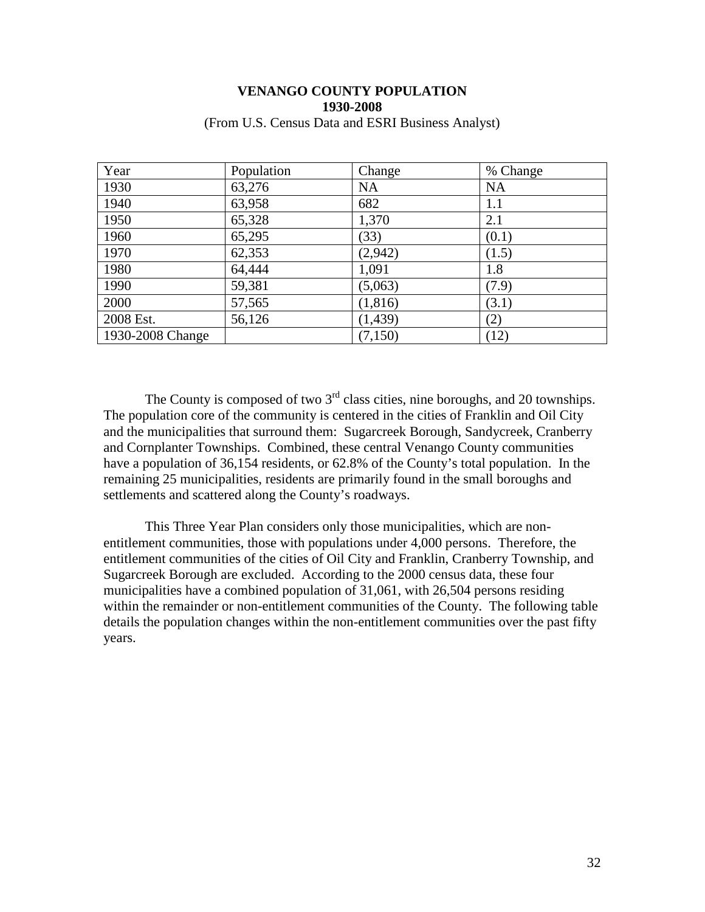## VENANGO COUNTY POPULATION
## 1930-2008

(From U.S. Census Data and ESRI Business Analyst)

| Year | Population | Change | % Change |
|---|---|---|---|
| 1930 | 63,276 | NA | NA |
| 1940 | 63,958 | 682 | 1.1 |
| 1950 | 65,328 | 1,370 | 2.1 |
| 1960 | 65,295 | (33) | (0.1) |
| 1970 | 62,353 | (2,942) | (1.5) |
| 1980 | 64,444 | 1,091 | 1.8 |
| 1990 | 59,381 | (5,063) | (7.9) |
| 2000 | 57,565 | (1,816) | (3.1) |
| 2008 Est. | 56,126 | (1,439) | (2) |
| 1930-2008 Change | | (7,150) | (12) |

The County is composed of two 3rd class cities, nine boroughs, and 20 townships. The population core of the community is centered in the cities of Franklin and Oil City and the municipalities that surround them: Sugarcreek Borough, Sandycreek, Cranberry and Cornplanter Townships. Combined, these central Venango County communities have a population of 36,154 residents, or 62.8% of the County's total population. In the remaining 25 municipalities, residents are primarily found in the small boroughs and settlements and scattered along the County's roadways.

This Three Year Plan considers only those municipalities, which are non-entitlement communities, those with populations under 4,000 persons. Therefore, the entitlement communities of the cities of Oil City and Franklin, Cranberry Township, and Sugarcreek Borough are excluded. According to the 2000 census data, these four municipalities have a combined population of 31,061, with 26,504 persons residing within the remainder or non-entitlement communities of the County. The following table details the population changes within the non-entitlement communities over the past fifty years.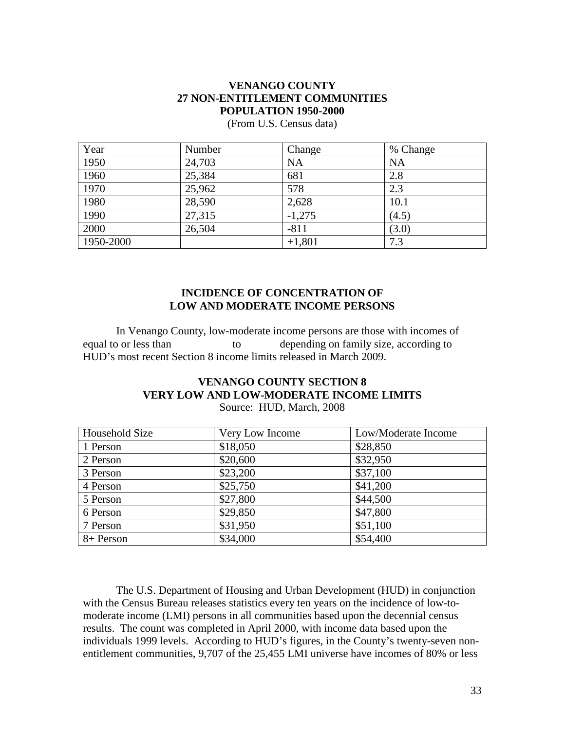**VENANGO COUNTY**
**27 NON-ENTITLEMENT COMMUNITIES**
**POPULATION 1950-2000**
(From U.S. Census data)

| Year | Number | Change | % Change |
|---|---|---|---|
| 1950 | 24,703 | NA | NA |
| 1960 | 25,384 | 681 | 2.8 |
| 1970 | 25,962 | 578 | 2.3 |
| 1980 | 28,590 | 2,628 | 10.1 |
| 1990 | 27,315 | -1,275 | (4.5) |
| 2000 | 26,504 | -811 | (3.0) |
| 1950-2000 | | +1,801 | 7.3 |

## INCIDENCE OF CONCENTRATION OF LOW AND MODERATE INCOME PERSONS

In Venango County, low-moderate income persons are those with incomes of equal to or less than                to            depending on family size, according to HUD's most recent Section 8 income limits released in March 2009.

**VENANGO COUNTY SECTION 8**
**VERY LOW AND LOW-MODERATE INCOME LIMITS**
Source: HUD, March, 2008

| Household Size | Very Low Income | Low/Moderate Income |
|---|---|---|
| 1 Person | $18,050 | $28,850 |
| 2 Person | $20,600 | $32,950 |
| 3 Person | $23,200 | $37,100 |
| 4 Person | $25,750 | $41,200 |
| 5 Person | $27,800 | $44,500 |
| 6 Person | $29,850 | $47,800 |
| 7 Person | $31,950 | $51,100 |
| 8+ Person | $34,000 | $54,400 |

The U.S. Department of Housing and Urban Development (HUD) in conjunction with the Census Bureau releases statistics every ten years on the incidence of low-to-moderate income (LMI) persons in all communities based upon the decennial census results. The count was completed in April 2000, with income data based upon the individuals 1999 levels. According to HUD's figures, in the County's twenty-seven non-entitlement communities, 9,707 of the 25,455 LMI universe have incomes of 80% or less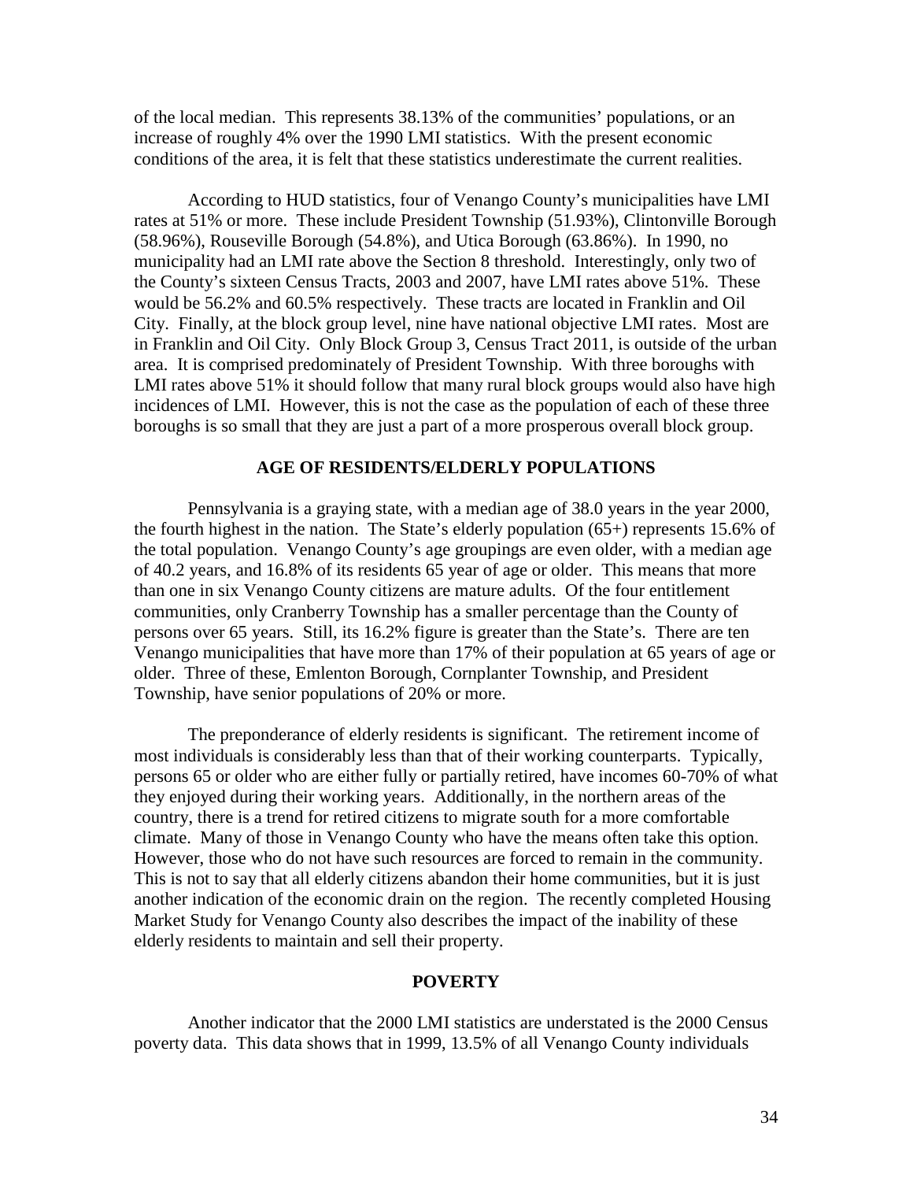of the local median. This represents 38.13% of the communities' populations, or an increase of roughly 4% over the 1990 LMI statistics. With the present economic conditions of the area, it is felt that these statistics underestimate the current realities.

According to HUD statistics, four of Venango County's municipalities have LMI rates at 51% or more. These include President Township (51.93%), Clintonville Borough (58.96%), Rouseville Borough (54.8%), and Utica Borough (63.86%). In 1990, no municipality had an LMI rate above the Section 8 threshold. Interestingly, only two of the County's sixteen Census Tracts, 2003 and 2007, have LMI rates above 51%. These would be 56.2% and 60.5% respectively. These tracts are located in Franklin and Oil City. Finally, at the block group level, nine have national objective LMI rates. Most are in Franklin and Oil City. Only Block Group 3, Census Tract 2011, is outside of the urban area. It is comprised predominately of President Township. With three boroughs with LMI rates above 51% it should follow that many rural block groups would also have high incidences of LMI. However, this is not the case as the population of each of these three boroughs is so small that they are just a part of a more prosperous overall block group.

## AGE OF RESIDENTS/ELDERLY POPULATIONS

Pennsylvania is a graying state, with a median age of 38.0 years in the year 2000, the fourth highest in the nation. The State's elderly population (65+) represents 15.6% of the total population. Venango County's age groupings are even older, with a median age of 40.2 years, and 16.8% of its residents 65 year of age or older. This means that more than one in six Venango County citizens are mature adults. Of the four entitlement communities, only Cranberry Township has a smaller percentage than the County of persons over 65 years. Still, its 16.2% figure is greater than the State's. There are ten Venango municipalities that have more than 17% of their population at 65 years of age or older. Three of these, Emlenton Borough, Cornplanter Township, and President Township, have senior populations of 20% or more.

The preponderance of elderly residents is significant. The retirement income of most individuals is considerably less than that of their working counterparts. Typically, persons 65 or older who are either fully or partially retired, have incomes 60-70% of what they enjoyed during their working years. Additionally, in the northern areas of the country, there is a trend for retired citizens to migrate south for a more comfortable climate. Many of those in Venango County who have the means often take this option. However, those who do not have such resources are forced to remain in the community. This is not to say that all elderly citizens abandon their home communities, but it is just another indication of the economic drain on the region. The recently completed Housing Market Study for Venango County also describes the impact of the inability of these elderly residents to maintain and sell their property.

## POVERTY

Another indicator that the 2000 LMI statistics are understated is the 2000 Census poverty data. This data shows that in 1999, 13.5% of all Venango County individuals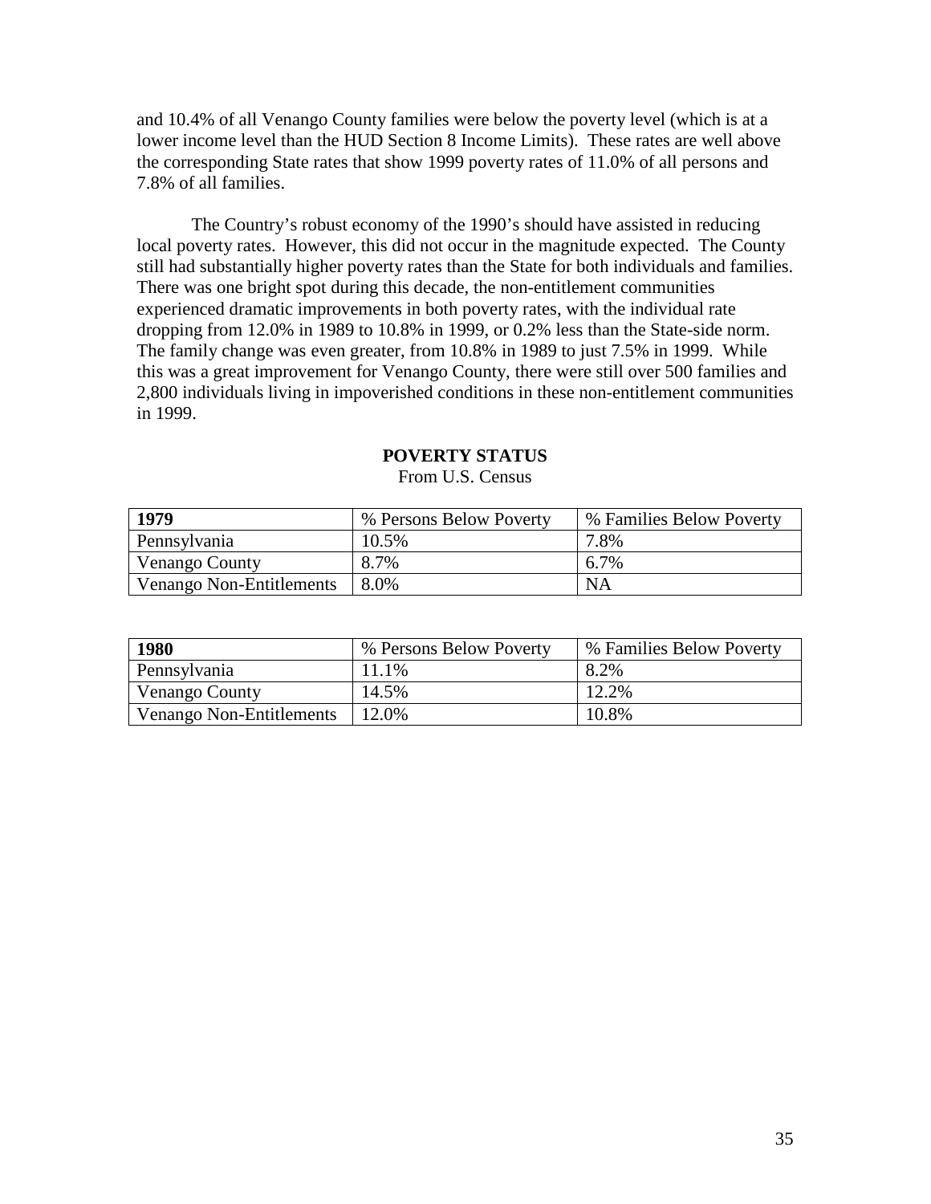and 10.4% of all Venango County families were below the poverty level (which is at a lower income level than the HUD Section 8 Income Limits). These rates are well above the corresponding State rates that show 1999 poverty rates of 11.0% of all persons and 7.8% of all families.

The Country's robust economy of the 1990's should have assisted in reducing local poverty rates. However, this did not occur in the magnitude expected. The County still had substantially higher poverty rates than the State for both individuals and families. There was one bright spot during this decade, the non-entitlement communities experienced dramatic improvements in both poverty rates, with the individual rate dropping from 12.0% in 1989 to 10.8% in 1999, or 0.2% less than the State-side norm. The family change was even greater, from 10.8% in 1989 to just 7.5% in 1999. While this was a great improvement for Venango County, there were still over 500 families and 2,800 individuals living in impoverished conditions in these non-entitlement communities in 1999.

**POVERTY STATUS**

From U.S. Census

| **1979** | % Persons Below Poverty | % Families Below Poverty |
|---|---|---|
| Pennsylvania | 10.5% | 7.8% |
| Venango County | 8.7% | 6.7% |
| Venango Non-Entitlements | 8.0% | NA |

| **1980** | % Persons Below Poverty | % Families Below Poverty |
|---|---|---|
| Pennsylvania | 11.1% | 8.2% |
| Venango County | 14.5% | 12.2% |
| Venango Non-Entitlements | 12.0% | 10.8% |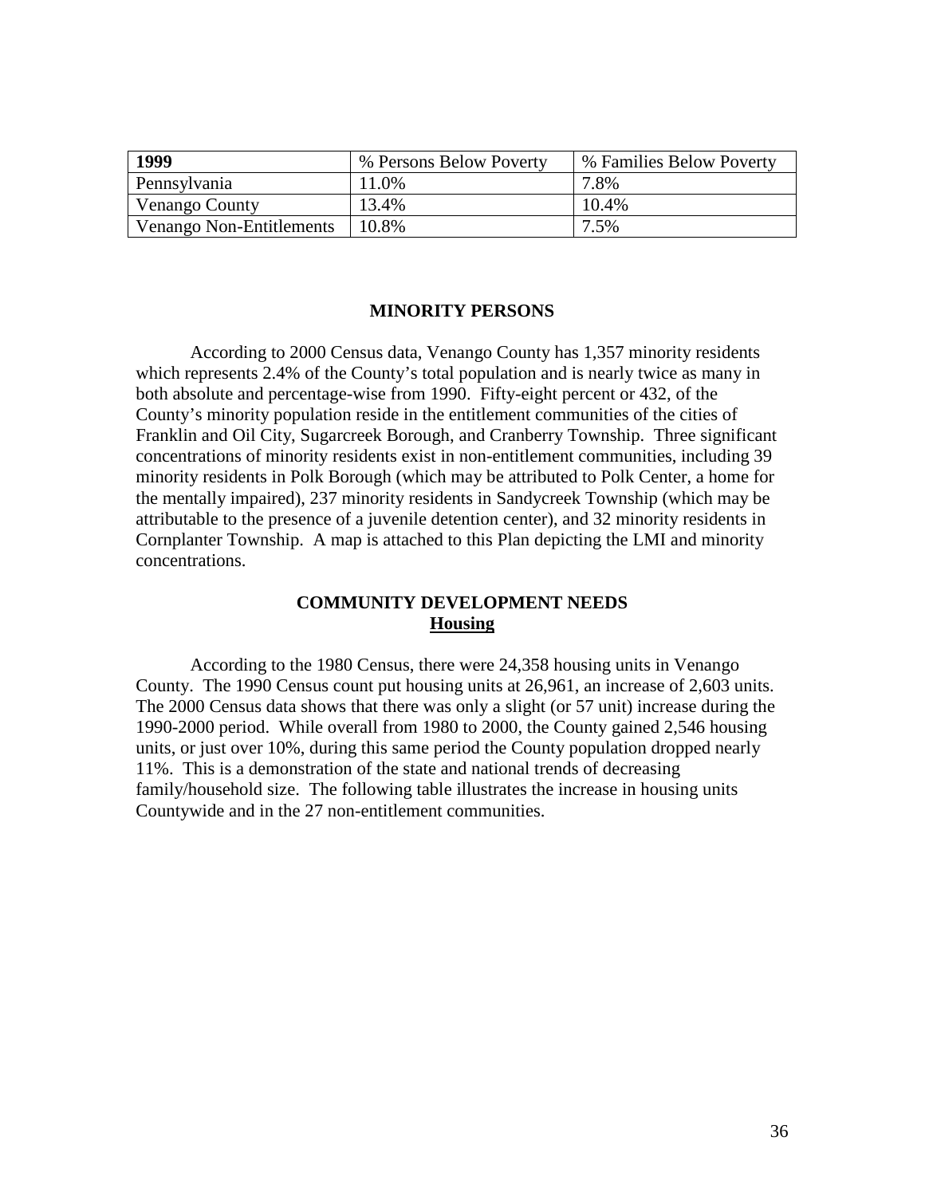| **1999** | % Persons Below Poverty | % Families Below Poverty |
| --- | --- | --- |
| Pennsylvania | 11.0% | 7.8% |
| Venango County | 13.4% | 10.4% |
| Venango Non-Entitlements | 10.8% | 7.5% |

## MINORITY PERSONS

According to 2000 Census data, Venango County has 1,357 minority residents which represents 2.4% of the County's total population and is nearly twice as many in both absolute and percentage-wise from 1990. Fifty-eight percent or 432, of the County's minority population reside in the entitlement communities of the cities of Franklin and Oil City, Sugarcreek Borough, and Cranberry Township. Three significant concentrations of minority residents exist in non-entitlement communities, including 39 minority residents in Polk Borough (which may be attributed to Polk Center, a home for the mentally impaired), 237 minority residents in Sandycreek Township (which may be attributable to the presence of a juvenile detention center), and 32 minority residents in Cornplanter Township. A map is attached to this Plan depicting the LMI and minority concentrations.

## COMMUNITY DEVELOPMENT NEEDS

### Housing

According to the 1980 Census, there were 24,358 housing units in Venango County. The 1990 Census count put housing units at 26,961, an increase of 2,603 units. The 2000 Census data shows that there was only a slight (or 57 unit) increase during the 1990-2000 period. While overall from 1980 to 2000, the County gained 2,546 housing units, or just over 10%, during this same period the County population dropped nearly 11%. This is a demonstration of the state and national trends of decreasing family/household size. The following table illustrates the increase in housing units Countywide and in the 27 non-entitlement communities.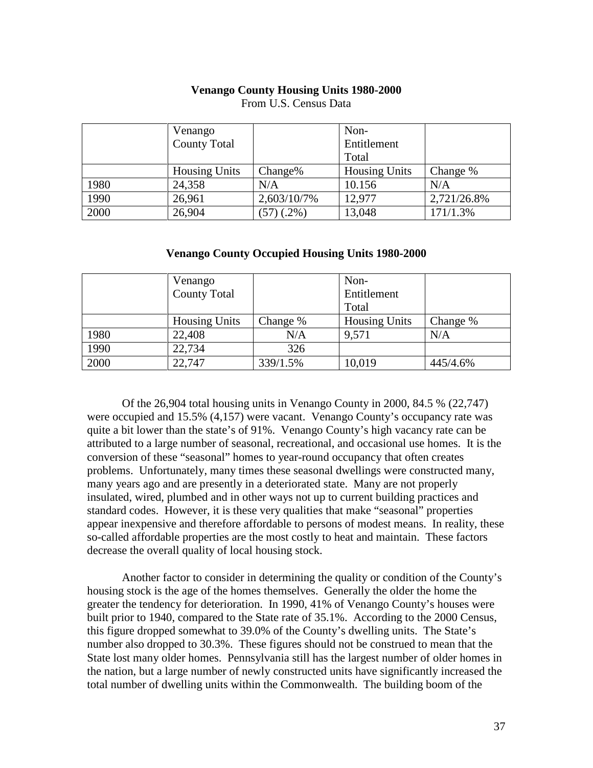**Venango County Housing Units 1980-2000**

From U.S. Census Data

| | Venango County Total | | Non-Entitlement Total | |
|---|---|---|---|---|
| | Housing Units | Change% | Housing Units | Change % |
| 1980 | 24,358 | N/A | 10.156 | N/A |
| 1990 | 26,961 | 2,603/10/7% | 12,977 | 2,721/26.8% |
| 2000 | 26,904 | (57) (.2%) | 13,048 | 171/1.3% |

**Venango County Occupied Housing Units 1980-2000**

| | Venango County Total | | Non-Entitlement Total | |
|---|---|---|---|---|
| | Housing Units | Change % | Housing Units | Change % |
| 1980 | 22,408 | N/A | 9,571 | N/A |
| 1990 | 22,734 | 326 | | |
| 2000 | 22,747 | 339/1.5% | 10,019 | 445/4.6% |

Of the 26,904 total housing units in Venango County in 2000, 84.5 % (22,747) were occupied and 15.5% (4,157) were vacant. Venango County's occupancy rate was quite a bit lower than the state's of 91%. Venango County's high vacancy rate can be attributed to a large number of seasonal, recreational, and occasional use homes. It is the conversion of these "seasonal" homes to year-round occupancy that often creates problems. Unfortunately, many times these seasonal dwellings were constructed many, many years ago and are presently in a deteriorated state. Many are not properly insulated, wired, plumbed and in other ways not up to current building practices and standard codes. However, it is these very qualities that make "seasonal" properties appear inexpensive and therefore affordable to persons of modest means. In reality, these so-called affordable properties are the most costly to heat and maintain. These factors decrease the overall quality of local housing stock.

Another factor to consider in determining the quality or condition of the County's housing stock is the age of the homes themselves. Generally the older the home the greater the tendency for deterioration. In 1990, 41% of Venango County's houses were built prior to 1940, compared to the State rate of 35.1%. According to the 2000 Census, this figure dropped somewhat to 39.0% of the County's dwelling units. The State's number also dropped to 30.3%. These figures should not be construed to mean that the State lost many older homes. Pennsylvania still has the largest number of older homes in the nation, but a large number of newly constructed units have significantly increased the total number of dwelling units within the Commonwealth. The building boom of the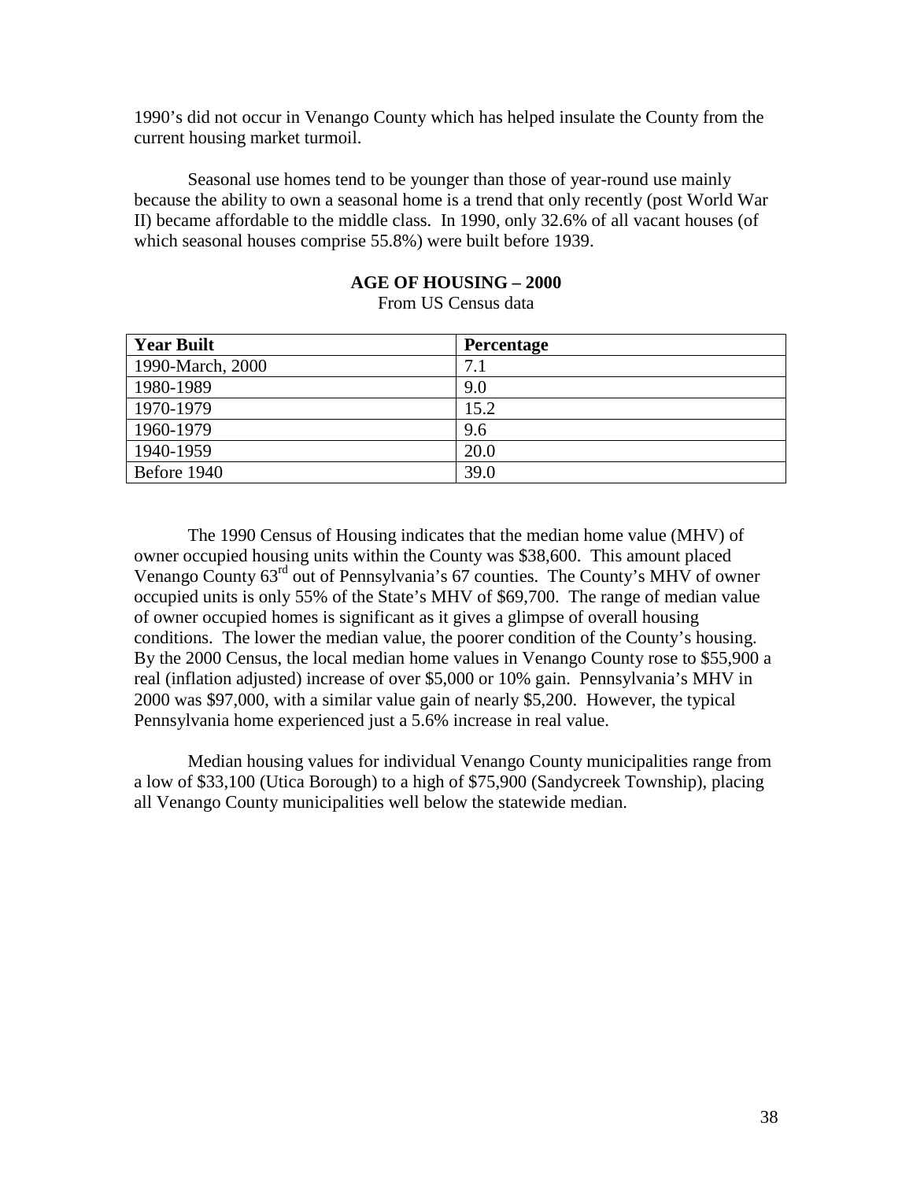1990's did not occur in Venango County which has helped insulate the County from the current housing market turmoil.

Seasonal use homes tend to be younger than those of year-round use mainly because the ability to own a seasonal home is a trend that only recently (post World War II) became affordable to the middle class. In 1990, only 32.6% of all vacant houses (of which seasonal houses comprise 55.8%) were built before 1939.

**AGE OF HOUSING – 2000**

From US Census data

| Year Built | Percentage |
|---|---|
| 1990-March, 2000 | 7.1 |
| 1980-1989 | 9.0 |
| 1970-1979 | 15.2 |
| 1960-1979 | 9.6 |
| 1940-1959 | 20.0 |
| Before 1940 | 39.0 |

The 1990 Census of Housing indicates that the median home value (MHV) of owner occupied housing units within the County was $38,600. This amount placed Venango County 63rd out of Pennsylvania's 67 counties. The County's MHV of owner occupied units is only 55% of the State's MHV of $69,700. The range of median value of owner occupied homes is significant as it gives a glimpse of overall housing conditions. The lower the median value, the poorer condition of the County's housing. By the 2000 Census, the local median home values in Venango County rose to $55,900 a real (inflation adjusted) increase of over $5,000 or 10% gain. Pennsylvania's MHV in 2000 was $97,000, with a similar value gain of nearly $5,200. However, the typical Pennsylvania home experienced just a 5.6% increase in real value.

Median housing values for individual Venango County municipalities range from a low of $33,100 (Utica Borough) to a high of $75,900 (Sandycreek Township), placing all Venango County municipalities well below the statewide median.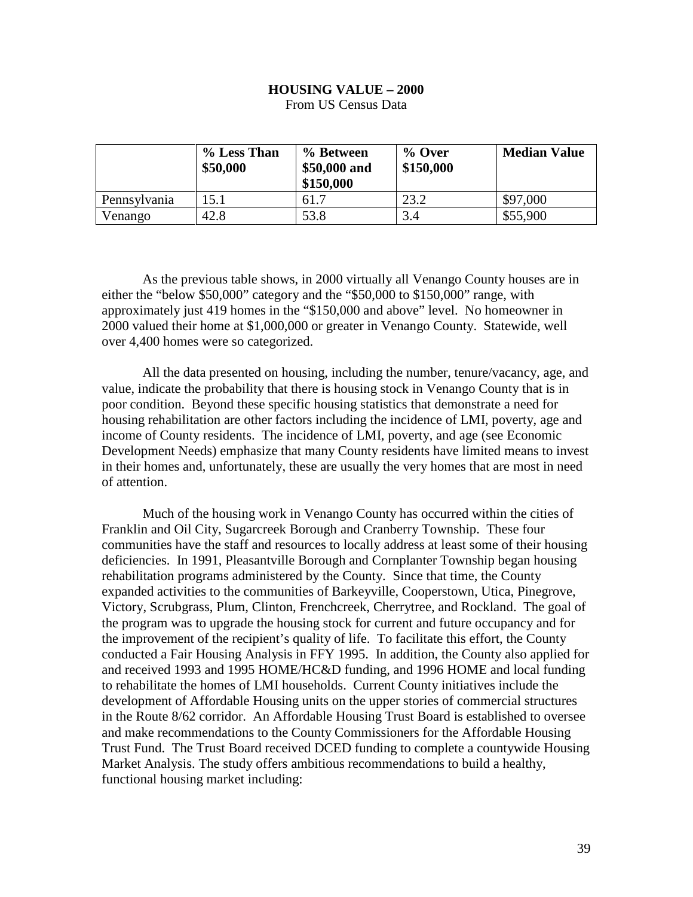**HOUSING VALUE – 2000**
From US Census Data

| | % Less Than $50,000 | % Between $50,000 and $150,000 | % Over $150,000 | Median Value |
|---|---|---|---|---|
| Pennsylvania | 15.1 | 61.7 | 23.2 | $97,000 |
| Venango | 42.8 | 53.8 | 3.4 | $55,900 |

As the previous table shows, in 2000 virtually all Venango County houses are in either the "below $50,000" category and the "$50,000 to $150,000" range, with approximately just 419 homes in the "$150,000 and above" level. No homeowner in 2000 valued their home at $1,000,000 or greater in Venango County. Statewide, well over 4,400 homes were so categorized.

All the data presented on housing, including the number, tenure/vacancy, age, and value, indicate the probability that there is housing stock in Venango County that is in poor condition. Beyond these specific housing statistics that demonstrate a need for housing rehabilitation are other factors including the incidence of LMI, poverty, age and income of County residents. The incidence of LMI, poverty, and age (see Economic Development Needs) emphasize that many County residents have limited means to invest in their homes and, unfortunately, these are usually the very homes that are most in need of attention.

Much of the housing work in Venango County has occurred within the cities of Franklin and Oil City, Sugarcreek Borough and Cranberry Township. These four communities have the staff and resources to locally address at least some of their housing deficiencies. In 1991, Pleasantville Borough and Cornplanter Township began housing rehabilitation programs administered by the County. Since that time, the County expanded activities to the communities of Barkeyville, Cooperstown, Utica, Pinegrove, Victory, Scrubgrass, Plum, Clinton, Frenchcreek, Cherrytree, and Rockland. The goal of the program was to upgrade the housing stock for current and future occupancy and for the improvement of the recipient's quality of life. To facilitate this effort, the County conducted a Fair Housing Analysis in FFY 1995. In addition, the County also applied for and received 1993 and 1995 HOME/HC&D funding, and 1996 HOME and local funding to rehabilitate the homes of LMI households. Current County initiatives include the development of Affordable Housing units on the upper stories of commercial structures in the Route 8/62 corridor. An Affordable Housing Trust Board is established to oversee and make recommendations to the County Commissioners for the Affordable Housing Trust Fund. The Trust Board received DCED funding to complete a countywide Housing Market Analysis. The study offers ambitious recommendations to build a healthy, functional housing market including: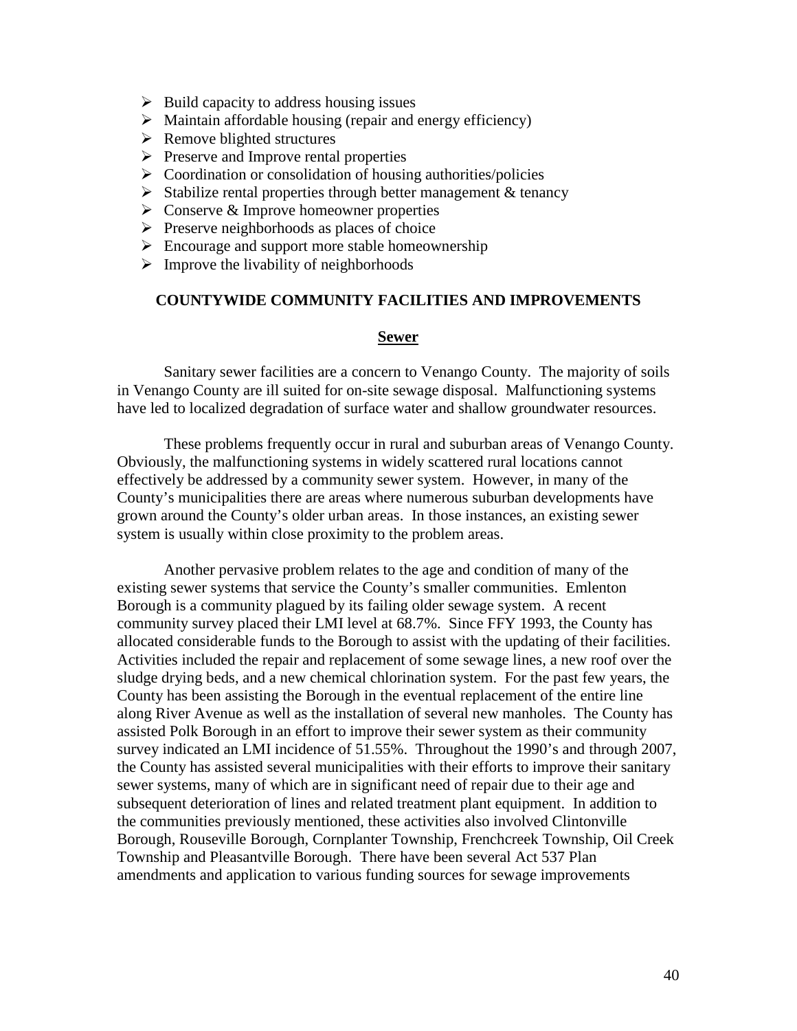- Build capacity to address housing issues
- Maintain affordable housing (repair and energy efficiency)
- Remove blighted structures
- Preserve and Improve rental properties
- Coordination or consolidation of housing authorities/policies
- Stabilize rental properties through better management & tenancy
- Conserve & Improve homeowner properties
- Preserve neighborhoods as places of choice
- Encourage and support more stable homeownership
- Improve the livability of neighborhoods

## COUNTYWIDE COMMUNITY FACILITIES AND IMPROVEMENTS

### Sewer

Sanitary sewer facilities are a concern to Venango County. The majority of soils in Venango County are ill suited for on-site sewage disposal. Malfunctioning systems have led to localized degradation of surface water and shallow groundwater resources.

These problems frequently occur in rural and suburban areas of Venango County. Obviously, the malfunctioning systems in widely scattered rural locations cannot effectively be addressed by a community sewer system. However, in many of the County's municipalities there are areas where numerous suburban developments have grown around the County's older urban areas. In those instances, an existing sewer system is usually within close proximity to the problem areas.

Another pervasive problem relates to the age and condition of many of the existing sewer systems that service the County's smaller communities. Emlenton Borough is a community plagued by its failing older sewage system. A recent community survey placed their LMI level at 68.7%. Since FFY 1993, the County has allocated considerable funds to the Borough to assist with the updating of their facilities. Activities included the repair and replacement of some sewage lines, a new roof over the sludge drying beds, and a new chemical chlorination system. For the past few years, the County has been assisting the Borough in the eventual replacement of the entire line along River Avenue as well as the installation of several new manholes. The County has assisted Polk Borough in an effort to improve their sewer system as their community survey indicated an LMI incidence of 51.55%. Throughout the 1990's and through 2007, the County has assisted several municipalities with their efforts to improve their sanitary sewer systems, many of which are in significant need of repair due to their age and subsequent deterioration of lines and related treatment plant equipment. In addition to the communities previously mentioned, these activities also involved Clintonville Borough, Rouseville Borough, Cornplanter Township, Frenchcreek Township, Oil Creek Township and Pleasantville Borough. There have been several Act 537 Plan amendments and application to various funding sources for sewage improvements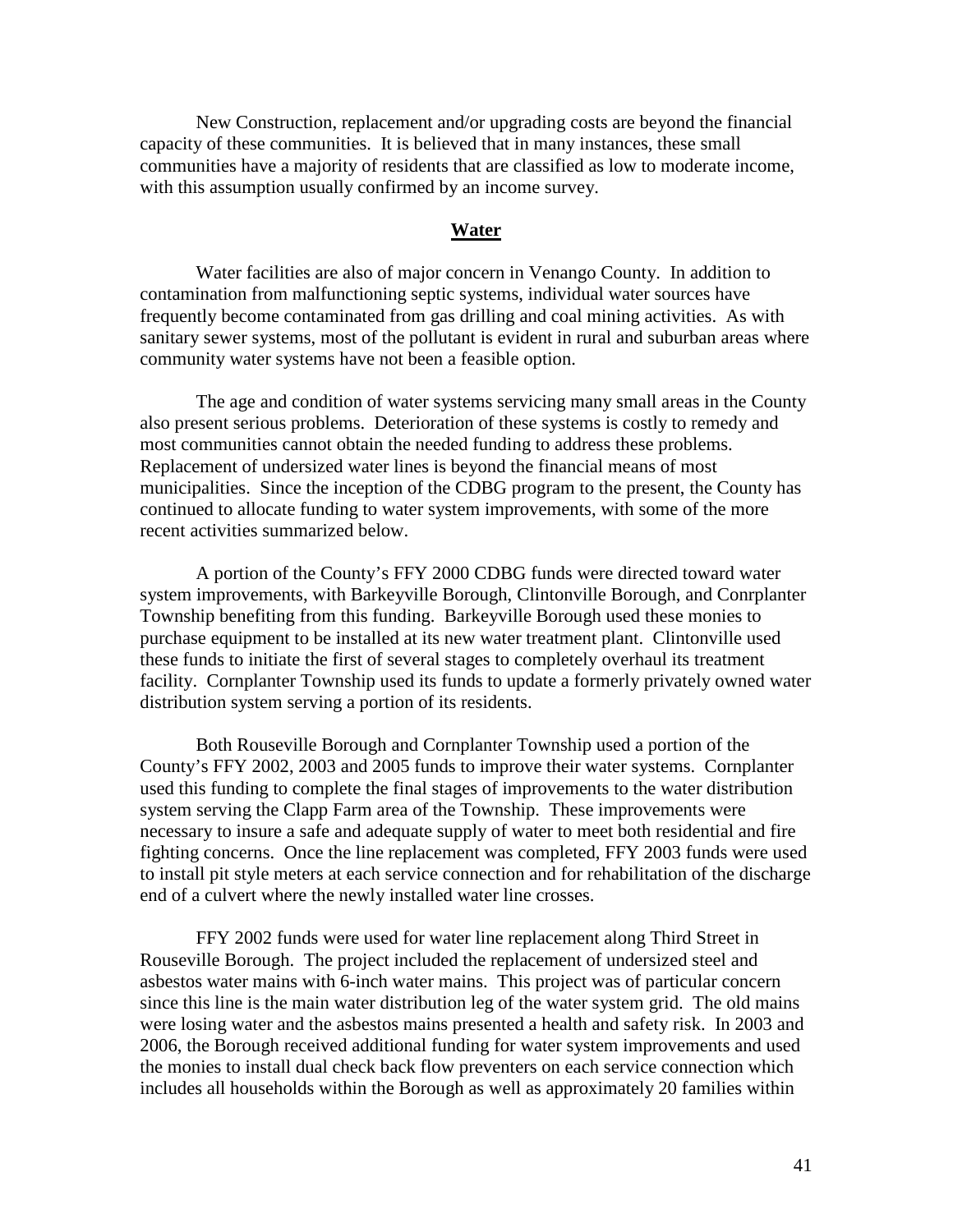New Construction, replacement and/or upgrading costs are beyond the financial capacity of these communities. It is believed that in many instances, these small communities have a majority of residents that are classified as low to moderate income, with this assumption usually confirmed by an income survey.

## Water

Water facilities are also of major concern in Venango County. In addition to contamination from malfunctioning septic systems, individual water sources have frequently become contaminated from gas drilling and coal mining activities. As with sanitary sewer systems, most of the pollutant is evident in rural and suburban areas where community water systems have not been a feasible option.

The age and condition of water systems servicing many small areas in the County also present serious problems. Deterioration of these systems is costly to remedy and most communities cannot obtain the needed funding to address these problems. Replacement of undersized water lines is beyond the financial means of most municipalities. Since the inception of the CDBG program to the present, the County has continued to allocate funding to water system improvements, with some of the more recent activities summarized below.

A portion of the County's FFY 2000 CDBG funds were directed toward water system improvements, with Barkeyville Borough, Clintonville Borough, and Conrplanter Township benefiting from this funding. Barkeyville Borough used these monies to purchase equipment to be installed at its new water treatment plant. Clintonville used these funds to initiate the first of several stages to completely overhaul its treatment facility. Cornplanter Township used its funds to update a formerly privately owned water distribution system serving a portion of its residents.

Both Rouseville Borough and Cornplanter Township used a portion of the County's FFY 2002, 2003 and 2005 funds to improve their water systems. Cornplanter used this funding to complete the final stages of improvements to the water distribution system serving the Clapp Farm area of the Township. These improvements were necessary to insure a safe and adequate supply of water to meet both residential and fire fighting concerns. Once the line replacement was completed, FFY 2003 funds were used to install pit style meters at each service connection and for rehabilitation of the discharge end of a culvert where the newly installed water line crosses.

FFY 2002 funds were used for water line replacement along Third Street in Rouseville Borough. The project included the replacement of undersized steel and asbestos water mains with 6-inch water mains. This project was of particular concern since this line is the main water distribution leg of the water system grid. The old mains were losing water and the asbestos mains presented a health and safety risk. In 2003 and 2006, the Borough received additional funding for water system improvements and used the monies to install dual check back flow preventers on each service connection which includes all households within the Borough as well as approximately 20 families within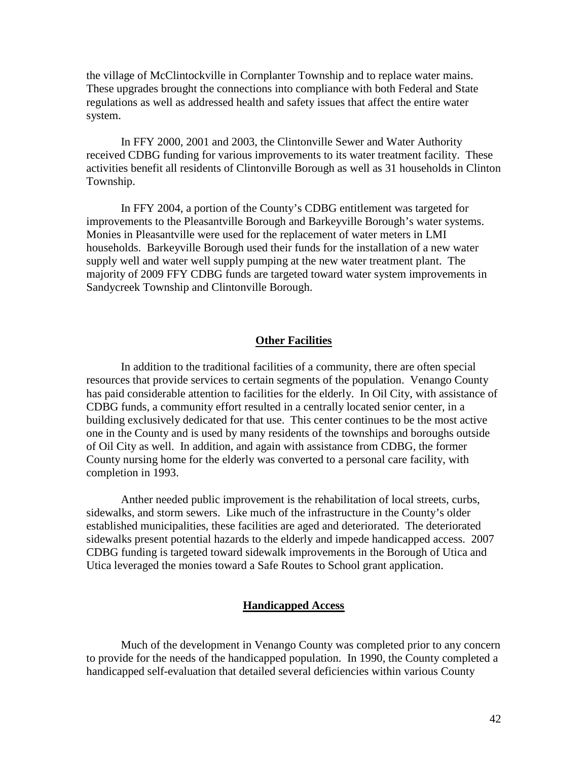the village of McClintockville in Cornplanter Township and to replace water mains. These upgrades brought the connections into compliance with both Federal and State regulations as well as addressed health and safety issues that affect the entire water system.

In FFY 2000, 2001 and 2003, the Clintonville Sewer and Water Authority received CDBG funding for various improvements to its water treatment facility. These activities benefit all residents of Clintonville Borough as well as 31 households in Clinton Township.

In FFY 2004, a portion of the County's CDBG entitlement was targeted for improvements to the Pleasantville Borough and Barkeyville Borough's water systems. Monies in Pleasantville were used for the replacement of water meters in LMI households. Barkeyville Borough used their funds for the installation of a new water supply well and water well supply pumping at the new water treatment plant. The majority of 2009 FFY CDBG funds are targeted toward water system improvements in Sandycreek Township and Clintonville Borough.

## Other Facilities

In addition to the traditional facilities of a community, there are often special resources that provide services to certain segments of the population. Venango County has paid considerable attention to facilities for the elderly. In Oil City, with assistance of CDBG funds, a community effort resulted in a centrally located senior center, in a building exclusively dedicated for that use. This center continues to be the most active one in the County and is used by many residents of the townships and boroughs outside of Oil City as well. In addition, and again with assistance from CDBG, the former County nursing home for the elderly was converted to a personal care facility, with completion in 1993.

Anther needed public improvement is the rehabilitation of local streets, curbs, sidewalks, and storm sewers. Like much of the infrastructure in the County's older established municipalities, these facilities are aged and deteriorated. The deteriorated sidewalks present potential hazards to the elderly and impede handicapped access. 2007 CDBG funding is targeted toward sidewalk improvements in the Borough of Utica and Utica leveraged the monies toward a Safe Routes to School grant application.

## Handicapped Access

Much of the development in Venango County was completed prior to any concern to provide for the needs of the handicapped population. In 1990, the County completed a handicapped self-evaluation that detailed several deficiencies within various County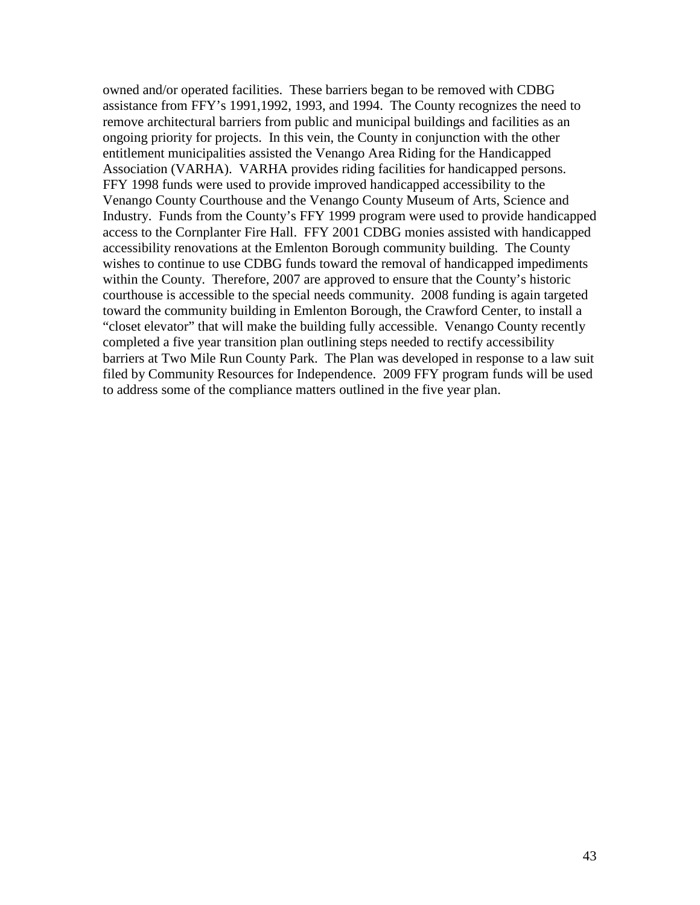owned and/or operated facilities. These barriers began to be removed with CDBG assistance from FFY's 1991,1992, 1993, and 1994. The County recognizes the need to remove architectural barriers from public and municipal buildings and facilities as an ongoing priority for projects. In this vein, the County in conjunction with the other entitlement municipalities assisted the Venango Area Riding for the Handicapped Association (VARHA). VARHA provides riding facilities for handicapped persons. FFY 1998 funds were used to provide improved handicapped accessibility to the Venango County Courthouse and the Venango County Museum of Arts, Science and Industry. Funds from the County's FFY 1999 program were used to provide handicapped access to the Cornplanter Fire Hall. FFY 2001 CDBG monies assisted with handicapped accessibility renovations at the Emlenton Borough community building. The County wishes to continue to use CDBG funds toward the removal of handicapped impediments within the County. Therefore, 2007 are approved to ensure that the County's historic courthouse is accessible to the special needs community. 2008 funding is again targeted toward the community building in Emlenton Borough, the Crawford Center, to install a "closet elevator" that will make the building fully accessible. Venango County recently completed a five year transition plan outlining steps needed to rectify accessibility barriers at Two Mile Run County Park. The Plan was developed in response to a law suit filed by Community Resources for Independence. 2009 FFY program funds will be used to address some of the compliance matters outlined in the five year plan.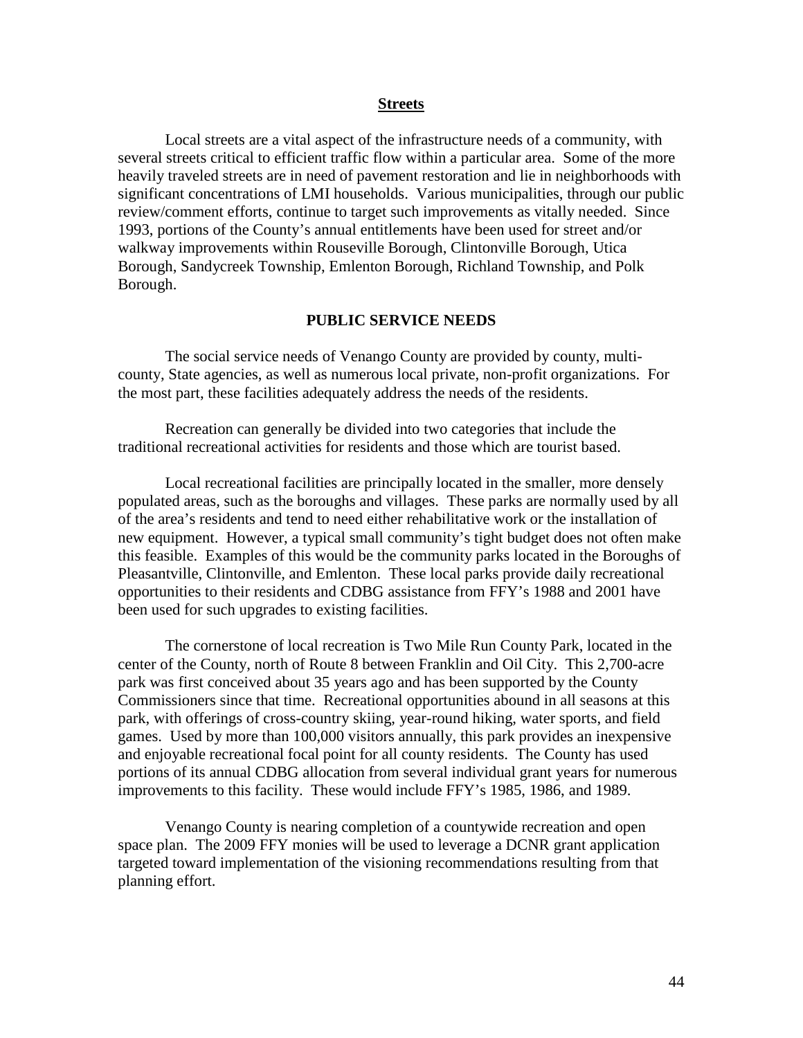### Streets

Local streets are a vital aspect of the infrastructure needs of a community, with several streets critical to efficient traffic flow within a particular area. Some of the more heavily traveled streets are in need of pavement restoration and lie in neighborhoods with significant concentrations of LMI households. Various municipalities, through our public review/comment efforts, continue to target such improvements as vitally needed. Since 1993, portions of the County's annual entitlements have been used for street and/or walkway improvements within Rouseville Borough, Clintonville Borough, Utica Borough, Sandycreek Township, Emlenton Borough, Richland Township, and Polk Borough.

## PUBLIC SERVICE NEEDS

The social service needs of Venango County are provided by county, multi-county, State agencies, as well as numerous local private, non-profit organizations. For the most part, these facilities adequately address the needs of the residents.

Recreation can generally be divided into two categories that include the traditional recreational activities for residents and those which are tourist based.

Local recreational facilities are principally located in the smaller, more densely populated areas, such as the boroughs and villages. These parks are normally used by all of the area's residents and tend to need either rehabilitative work or the installation of new equipment. However, a typical small community's tight budget does not often make this feasible. Examples of this would be the community parks located in the Boroughs of Pleasantville, Clintonville, and Emlenton. These local parks provide daily recreational opportunities to their residents and CDBG assistance from FFY's 1988 and 2001 have been used for such upgrades to existing facilities.

The cornerstone of local recreation is Two Mile Run County Park, located in the center of the County, north of Route 8 between Franklin and Oil City. This 2,700-acre park was first conceived about 35 years ago and has been supported by the County Commissioners since that time. Recreational opportunities abound in all seasons at this park, with offerings of cross-country skiing, year-round hiking, water sports, and field games. Used by more than 100,000 visitors annually, this park provides an inexpensive and enjoyable recreational focal point for all county residents. The County has used portions of its annual CDBG allocation from several individual grant years for numerous improvements to this facility. These would include FFY's 1985, 1986, and 1989.

Venango County is nearing completion of a countywide recreation and open space plan. The 2009 FFY monies will be used to leverage a DCNR grant application targeted toward implementation of the visioning recommendations resulting from that planning effort.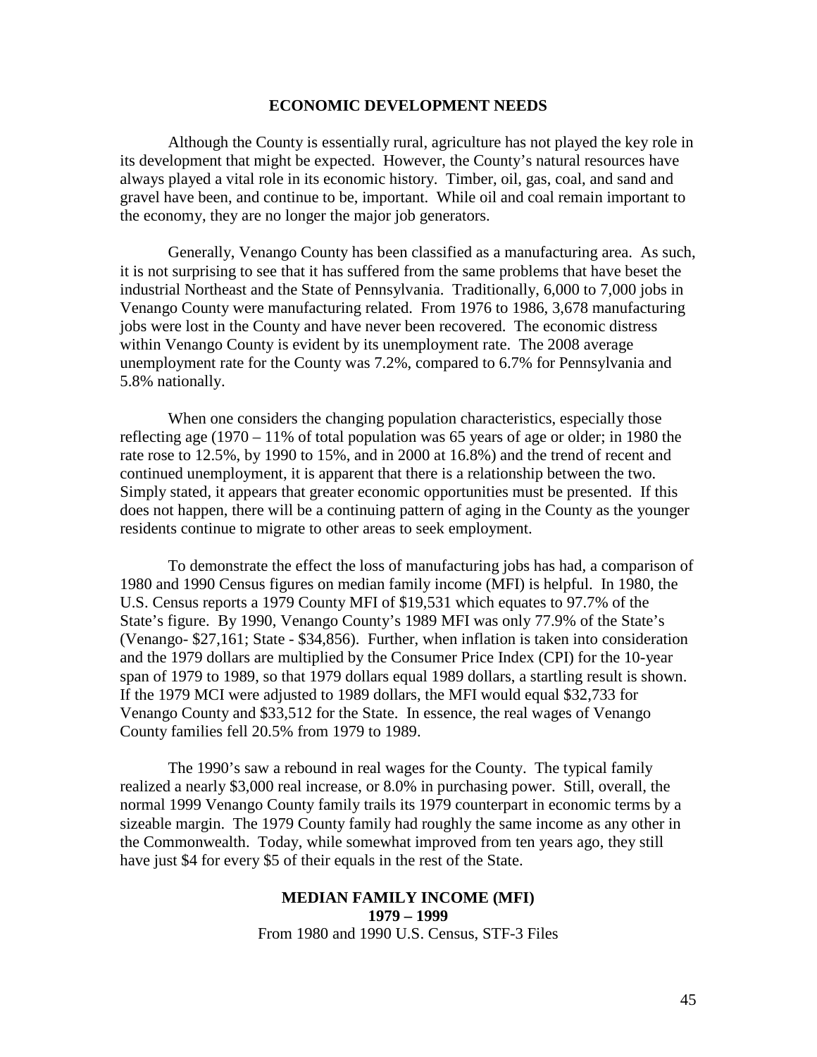## ECONOMIC DEVELOPMENT NEEDS

Although the County is essentially rural, agriculture has not played the key role in its development that might be expected. However, the County's natural resources have always played a vital role in its economic history. Timber, oil, gas, coal, and sand and gravel have been, and continue to be, important. While oil and coal remain important to the economy, they are no longer the major job generators.

Generally, Venango County has been classified as a manufacturing area. As such, it is not surprising to see that it has suffered from the same problems that have beset the industrial Northeast and the State of Pennsylvania. Traditionally, 6,000 to 7,000 jobs in Venango County were manufacturing related. From 1976 to 1986, 3,678 manufacturing jobs were lost in the County and have never been recovered. The economic distress within Venango County is evident by its unemployment rate. The 2008 average unemployment rate for the County was 7.2%, compared to 6.7% for Pennsylvania and 5.8% nationally.

When one considers the changing population characteristics, especially those reflecting age (1970 – 11% of total population was 65 years of age or older; in 1980 the rate rose to 12.5%, by 1990 to 15%, and in 2000 at 16.8%) and the trend of recent and continued unemployment, it is apparent that there is a relationship between the two. Simply stated, it appears that greater economic opportunities must be presented. If this does not happen, there will be a continuing pattern of aging in the County as the younger residents continue to migrate to other areas to seek employment.

To demonstrate the effect the loss of manufacturing jobs has had, a comparison of 1980 and 1990 Census figures on median family income (MFI) is helpful. In 1980, the U.S. Census reports a 1979 County MFI of $19,531 which equates to 97.7% of the State's figure. By 1990, Venango County's 1989 MFI was only 77.9% of the State's (Venango- $27,161; State - $34,856). Further, when inflation is taken into consideration and the 1979 dollars are multiplied by the Consumer Price Index (CPI) for the 10-year span of 1979 to 1989, so that 1979 dollars equal 1989 dollars, a startling result is shown. If the 1979 MCI were adjusted to 1989 dollars, the MFI would equal $32,733 for Venango County and $33,512 for the State. In essence, the real wages of Venango County families fell 20.5% from 1979 to 1989.

The 1990's saw a rebound in real wages for the County. The typical family realized a nearly $3,000 real increase, or 8.0% in purchasing power. Still, overall, the normal 1999 Venango County family trails its 1979 counterpart in economic terms by a sizeable margin. The 1979 County family had roughly the same income as any other in the Commonwealth. Today, while somewhat improved from ten years ago, they still have just $4 for every $5 of their equals in the rest of the State.

**MEDIAN FAMILY INCOME (MFI)**
**1979 – 1999**
From 1980 and 1990 U.S. Census, STF-3 Files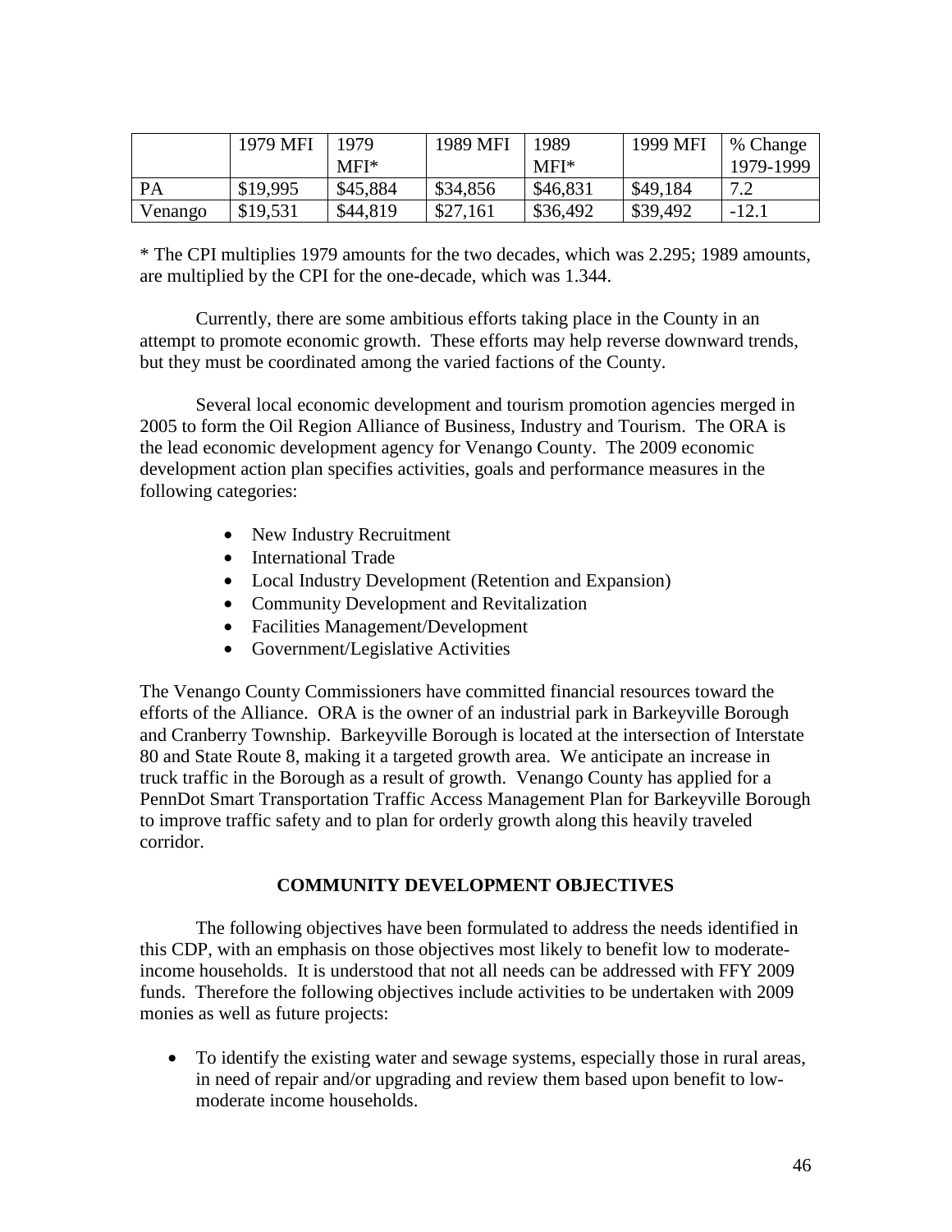| | 1979 MFI | 1979 MFI* | 1989 MFI | 1989 MFI* | 1999 MFI | % Change 1979-1999 |
|---|---|---|---|---|---|---|
| PA | $19,995 | $45,884 | $34,856 | $46,831 | $49,184 | 7.2 |
| Venango | $19,531 | $44,819 | $27,161 | $36,492 | $39,492 | -12.1 |

* The CPI multiplies 1979 amounts for the two decades, which was 2.295; 1989 amounts, are multiplied by the CPI for the one-decade, which was 1.344.

Currently, there are some ambitious efforts taking place in the County in an attempt to promote economic growth. These efforts may help reverse downward trends, but they must be coordinated among the varied factions of the County.

Several local economic development and tourism promotion agencies merged in 2005 to form the Oil Region Alliance of Business, Industry and Tourism. The ORA is the lead economic development agency for Venango County. The 2009 economic development action plan specifies activities, goals and performance measures in the following categories:

- New Industry Recruitment
- International Trade
- Local Industry Development (Retention and Expansion)
- Community Development and Revitalization
- Facilities Management/Development
- Government/Legislative Activities

The Venango County Commissioners have committed financial resources toward the efforts of the Alliance. ORA is the owner of an industrial park in Barkeyville Borough and Cranberry Township. Barkeyville Borough is located at the intersection of Interstate 80 and State Route 8, making it a targeted growth area. We anticipate an increase in truck traffic in the Borough as a result of growth. Venango County has applied for a PennDot Smart Transportation Traffic Access Management Plan for Barkeyville Borough to improve traffic safety and to plan for orderly growth along this heavily traveled corridor.

## COMMUNITY DEVELOPMENT OBJECTIVES

The following objectives have been formulated to address the needs identified in this CDP, with an emphasis on those objectives most likely to benefit low to moderate-income households. It is understood that not all needs can be addressed with FFY 2009 funds. Therefore the following objectives include activities to be undertaken with 2009 monies as well as future projects:

- To identify the existing water and sewage systems, especially those in rural areas, in need of repair and/or upgrading and review them based upon benefit to low-moderate income households.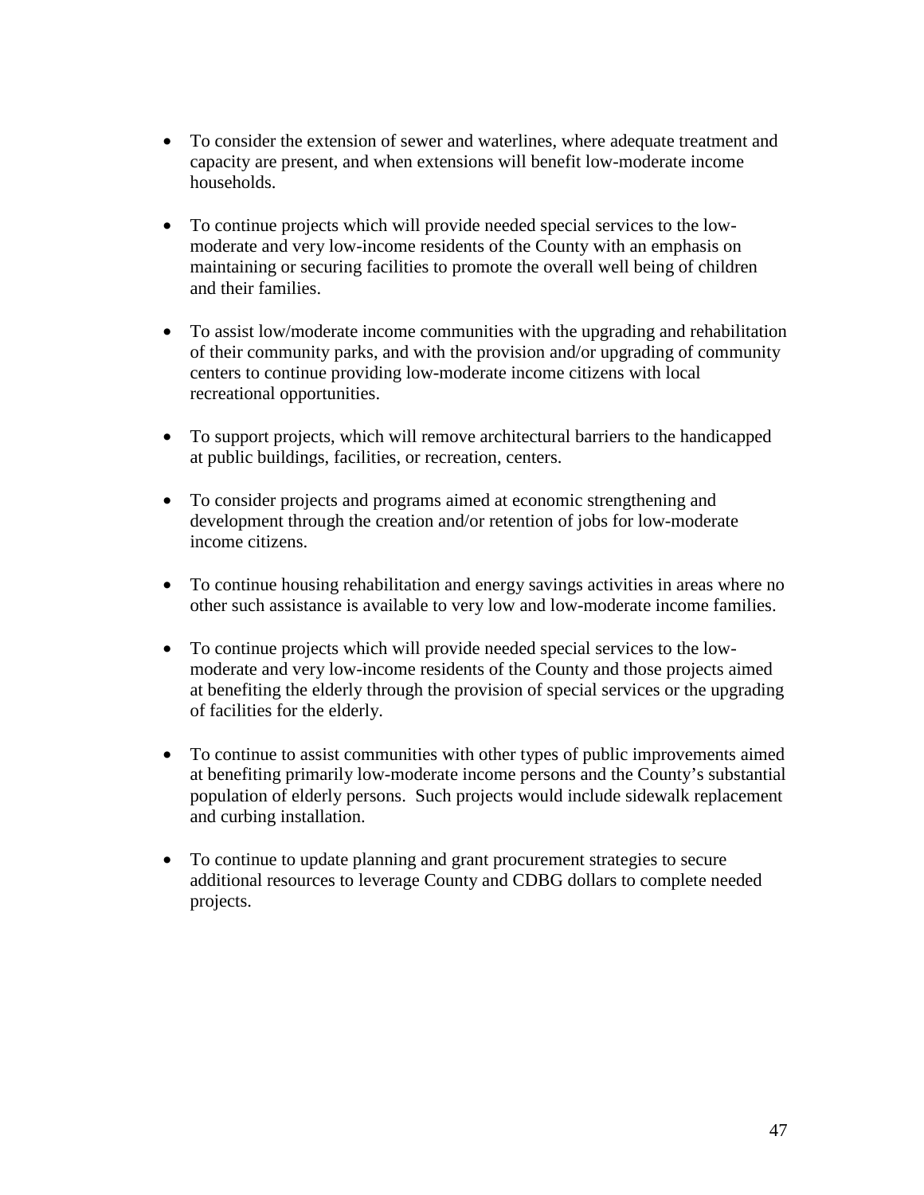- To consider the extension of sewer and waterlines, where adequate treatment and capacity are present, and when extensions will benefit low-moderate income households.

- To continue projects which will provide needed special services to the low-moderate and very low-income residents of the County with an emphasis on maintaining or securing facilities to promote the overall well being of children and their families.

- To assist low/moderate income communities with the upgrading and rehabilitation of their community parks, and with the provision and/or upgrading of community centers to continue providing low-moderate income citizens with local recreational opportunities.

- To support projects, which will remove architectural barriers to the handicapped at public buildings, facilities, or recreation, centers.

- To consider projects and programs aimed at economic strengthening and development through the creation and/or retention of jobs for low-moderate income citizens.

- To continue housing rehabilitation and energy savings activities in areas where no other such assistance is available to very low and low-moderate income families.

- To continue projects which will provide needed special services to the low-moderate and very low-income residents of the County and those projects aimed at benefiting the elderly through the provision of special services or the upgrading of facilities for the elderly.

- To continue to assist communities with other types of public improvements aimed at benefiting primarily low-moderate income persons and the County's substantial population of elderly persons. Such projects would include sidewalk replacement and curbing installation.

- To continue to update planning and grant procurement strategies to secure additional resources to leverage County and CDBG dollars to complete needed projects.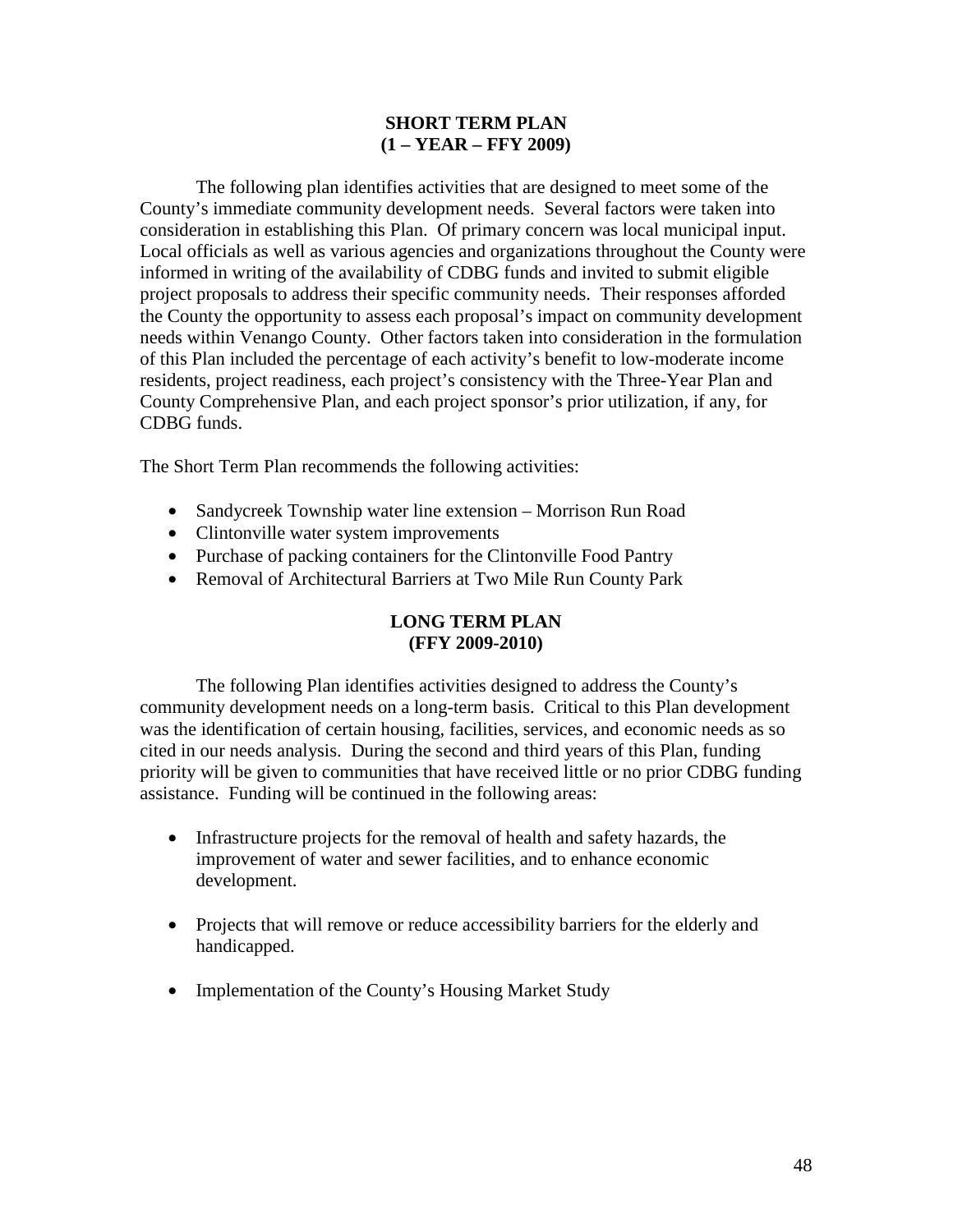## SHORT TERM PLAN
## (1 – YEAR – FFY 2009)

The following plan identifies activities that are designed to meet some of the County's immediate community development needs. Several factors were taken into consideration in establishing this Plan. Of primary concern was local municipal input. Local officials as well as various agencies and organizations throughout the County were informed in writing of the availability of CDBG funds and invited to submit eligible project proposals to address their specific community needs. Their responses afforded the County the opportunity to assess each proposal's impact on community development needs within Venango County. Other factors taken into consideration in the formulation of this Plan included the percentage of each activity's benefit to low-moderate income residents, project readiness, each project's consistency with the Three-Year Plan and County Comprehensive Plan, and each project sponsor's prior utilization, if any, for CDBG funds.

The Short Term Plan recommends the following activities:

- Sandycreek Township water line extension – Morrison Run Road
- Clintonville water system improvements
- Purchase of packing containers for the Clintonville Food Pantry
- Removal of Architectural Barriers at Two Mile Run County Park

## LONG TERM PLAN
## (FFY 2009-2010)

The following Plan identifies activities designed to address the County's community development needs on a long-term basis. Critical to this Plan development was the identification of certain housing, facilities, services, and economic needs as so cited in our needs analysis. During the second and third years of this Plan, funding priority will be given to communities that have received little or no prior CDBG funding assistance. Funding will be continued in the following areas:

- Infrastructure projects for the removal of health and safety hazards, the improvement of water and sewer facilities, and to enhance economic development.
- Projects that will remove or reduce accessibility barriers for the elderly and handicapped.
- Implementation of the County's Housing Market Study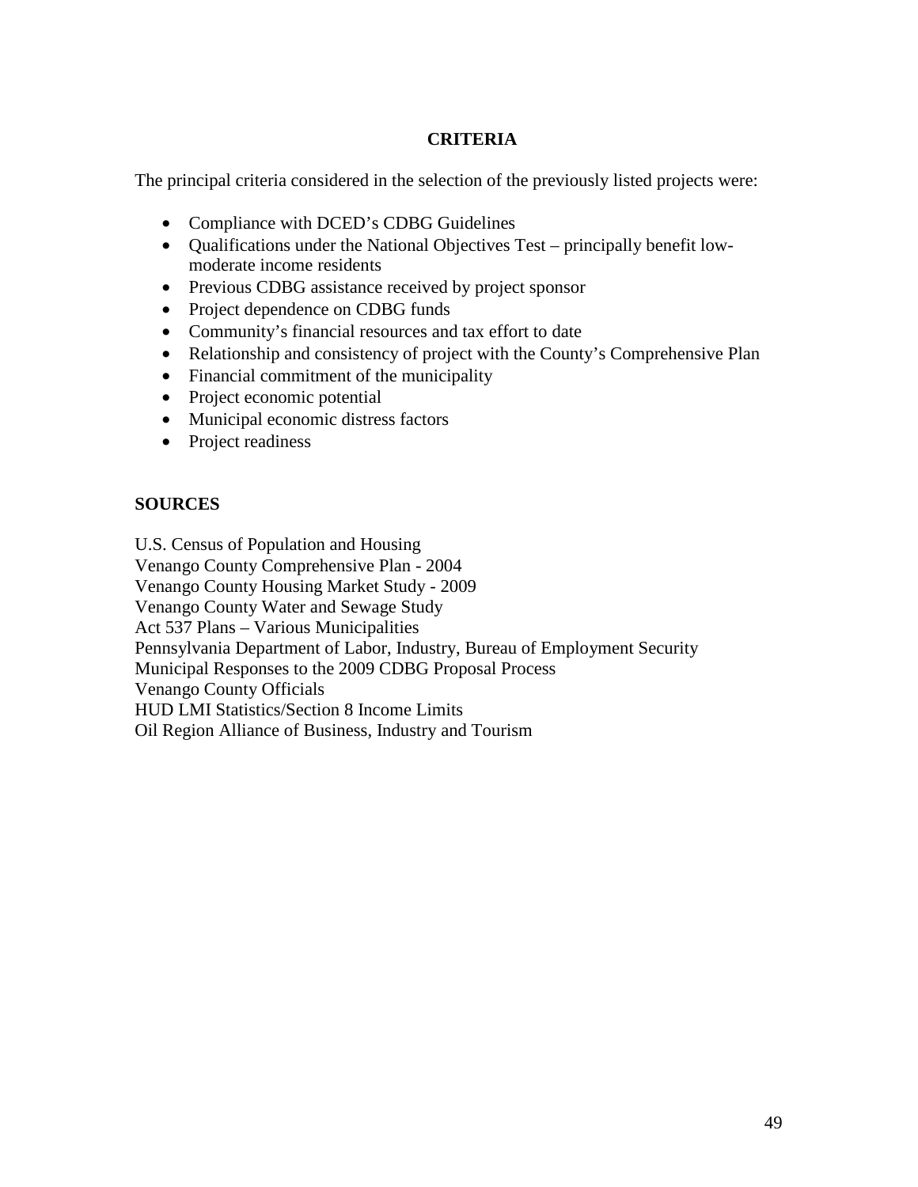## CRITERIA

The principal criteria considered in the selection of the previously listed projects were:

- Compliance with DCED's CDBG Guidelines
- Qualifications under the National Objectives Test – principally benefit low-moderate income residents
- Previous CDBG assistance received by project sponsor
- Project dependence on CDBG funds
- Community's financial resources and tax effort to date
- Relationship and consistency of project with the County's Comprehensive Plan
- Financial commitment of the municipality
- Project economic potential
- Municipal economic distress factors
- Project readiness

## SOURCES

U.S. Census of Population and Housing
Venango County Comprehensive Plan - 2004
Venango County Housing Market Study - 2009
Venango County Water and Sewage Study
Act 537 Plans – Various Municipalities
Pennsylvania Department of Labor, Industry, Bureau of Employment Security
Municipal Responses to the 2009 CDBG Proposal Process
Venango County Officials
HUD LMI Statistics/Section 8 Income Limits
Oil Region Alliance of Business, Industry and Tourism